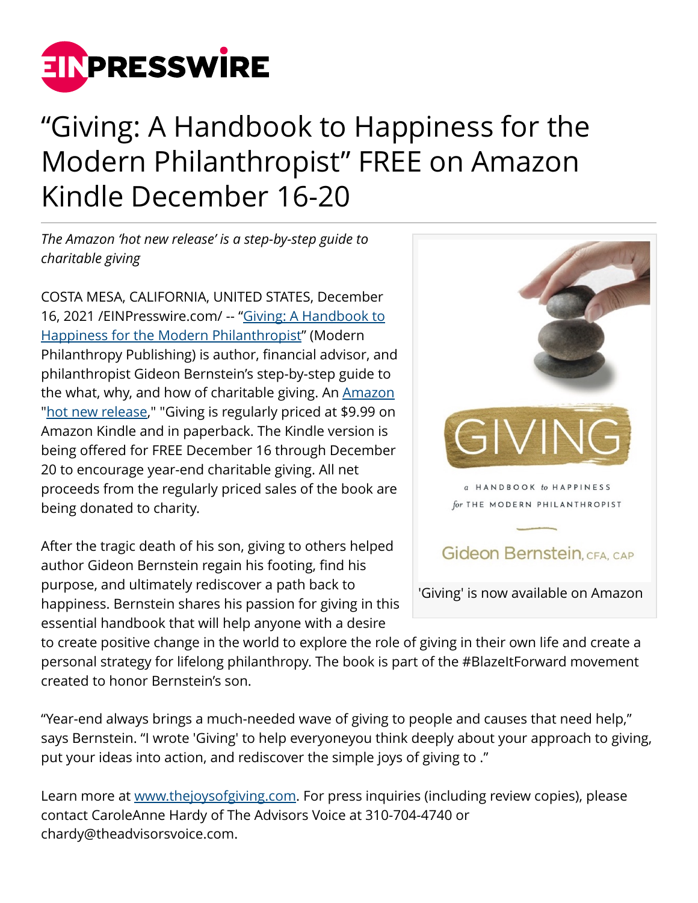# "Giving: A Handbook to Happiness for the Modern Philanthropist" FREE on Amazon Kindle December 16-20

*The Amazon 'hot new release' is a step-by-step guide to charitable giving*

COSTA MESA, CALIFORNIA, UNITED STATES, December 16, 2021 /EINPresswire.com/ -- "Giving: A Handbook to Happiness for the Modern Philanthropist" (Modern Philanthropy Publishing) is author, financial advisor, and philanthropist Gideon Bernstein's step-by-step guide to the what, why, and how of charitable giving. An Amazon "hot new release," "Giving is regularly priced at $9.99 on Amazon Kindle and in paperback. The Kindle version is being offered for FREE December 16 through December 20 to encourage year-end charitable giving. All net proceeds from the regularly priced sales of the book are being donated to charity.

'Giving' is now available on Amazon

After the tragic death of his son, giving to others helped author Gideon Bernstein regain his footing, find his purpose, and ultimately rediscover a path back to happiness. Bernstein shares his passion for giving in this essential handbook that will help anyone with a desire to create positive change in the world to explore the role of giving in their own life and create a personal strategy for lifelong philanthropy. The book is part of the #BlazeItForward movement created to honor Bernstein's son.

"Year-end always brings a much-needed wave of giving to people and causes that need help," says Bernstein. "I wrote 'Giving' to help everyoneyou think deeply about your approach to giving, put your ideas into action, and rediscover the simple joys of giving to ."

Learn more at www.thejoysofgiving.com. For press inquiries (including review copies), please contact CaroleAnne Hardy of The Advisors Voice at 310-704-4740 or chardy@theadvisorsvoice.com.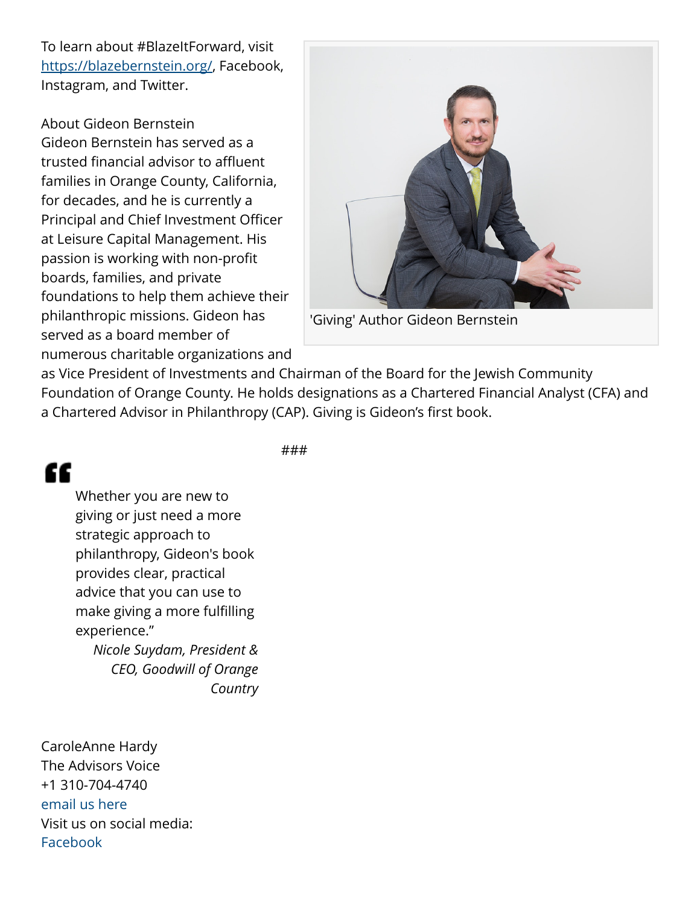To learn about #BlazeItForward, visit https://blazebernstein.org/, Facebook, Instagram, and Twitter.

About Gideon Bernstein
Gideon Bernstein has served as a trusted financial advisor to affluent families in Orange County, California, for decades, and he is currently a Principal and Chief Investment Officer at Leisure Capital Management. His passion is working with non-profit boards, families, and private foundations to help them achieve their philanthropic missions. Gideon has served as a board member of numerous charitable organizations and as Vice President of Investments and Chairman of the Board for the Jewish Community Foundation of Orange County. He holds designations as a Chartered Financial Analyst (CFA) and a Chartered Advisor in Philanthropy (CAP). Giving is Gideon's first book.

'Giving' Author Gideon Bernstein

###

> Whether you are new to giving or just need a more strategic approach to philanthropy, Gideon's book provides clear, practical advice that you can use to make giving a more fulfilling experience."
>
> *Nicole Suydam, President & CEO, Goodwill of Orange Country*

CaroleAnne Hardy
The Advisors Voice
+1 310-704-4740
email us here
Visit us on social media:
Facebook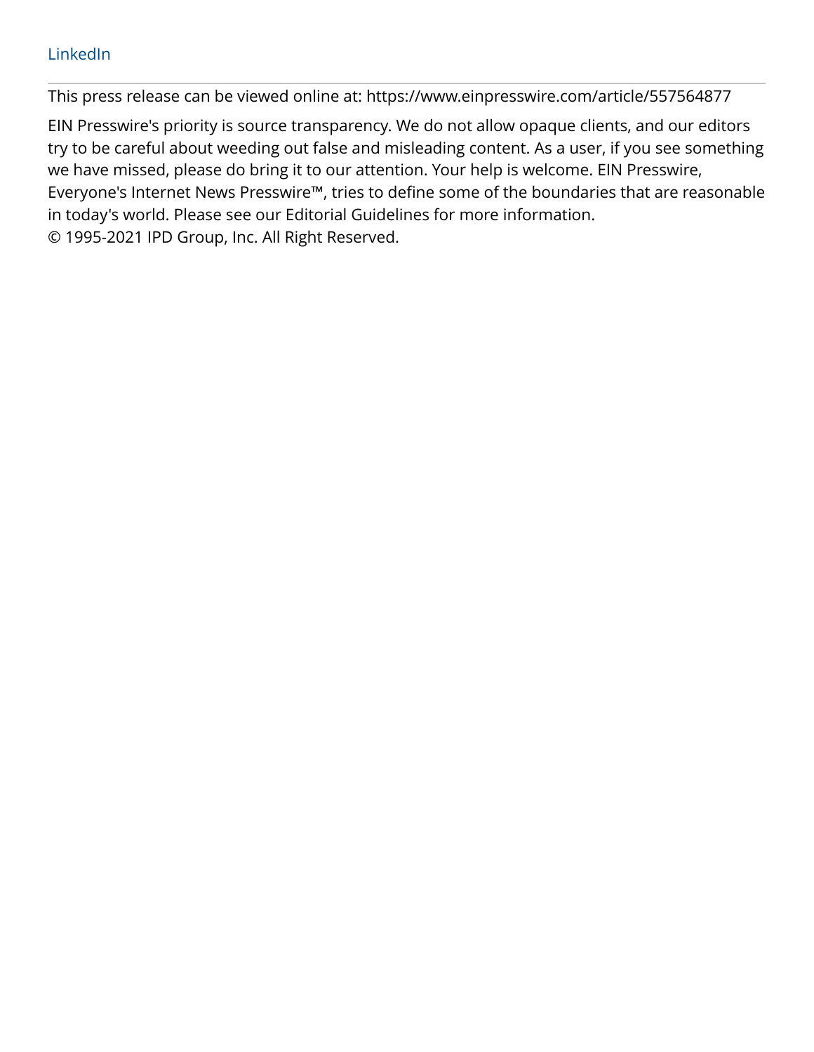LinkedIn

---

This press release can be viewed online at: https://www.einpresswire.com/article/557564877

EIN Presswire's priority is source transparency. We do not allow opaque clients, and our editors try to be careful about weeding out false and misleading content. As a user, if you see something we have missed, please do bring it to our attention. Your help is welcome. EIN Presswire, Everyone's Internet News Presswire™, tries to define some of the boundaries that are reasonable in today's world. Please see our Editorial Guidelines for more information.
© 1995-2021 IPD Group, Inc. All Right Reserved.